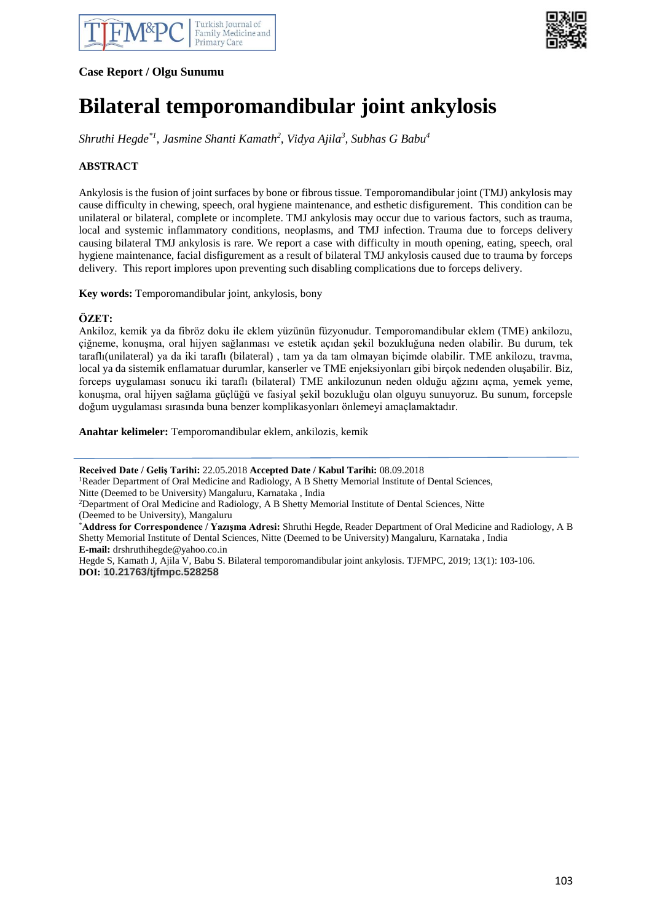Case Report / Olgu Sunumu

# Bilateral temporomandibular joint ankylosis

*Shruthi Hegde[*1], Jasmine Shanti Kamath[2], Vidya Ajila[3], Subhas G Babu[4]*

## ABSTRACT

Ankylosis is the fusion of joint surfaces by bone or fibrous tissue. Temporomandibular joint (TMJ) ankylosis may cause difficulty in chewing, speech, oral hygiene maintenance, and esthetic disfigurement. This condition can be unilateral or bilateral, complete or incomplete. TMJ ankylosis may occur due to various factors, such as trauma, local and systemic inflammatory conditions, neoplasms, and TMJ infection. Trauma due to forceps delivery causing bilateral TMJ ankylosis is rare. We report a case with difficulty in mouth opening, eating, speech, oral hygiene maintenance, facial disfigurement as a result of bilateral TMJ ankylosis caused due to trauma by forceps delivery. This report implores upon preventing such disabling complications due to forceps delivery.

**Key words:** Temporomandibular joint, ankylosis, bony

## ÖZET:

Ankiloz, kemik ya da fibröz doku ile eklem yüzünün füzyonudur. Temporomandibular eklem (TME) ankilozu, çiğneme, konuşma, oral hijyen sağlanması ve estetik açıdan şekil bozukluğuna neden olabilir. Bu durum, tek taraflı(unilateral) ya da iki taraflı (bilateral) , tam ya da tam olmayan biçimde olabilir. TME ankilozu, travma, local ya da sistemik enflamatuar durumlar, kanserler ve TME enjeksiyonları gibi birçok nedenden oluşabilir. Biz, forceps uygulaması sonucu iki taraflı (bilateral) TME ankilozunun neden olduğu ağzını açma, yemek yeme, konuşma, oral hijyen sağlama güçlüğü ve fasiyal şekil bozukluğu olan olguyu sunuyoruz. Bu sunum, forcepsle doğum uygulaması sırasında buna benzer komplikasyonları önlemeyi amaçlamaktadır.

**Anahtar kelimeler:** Temporomandibular eklem, ankilozis, kemik

---

**Received Date / Geliş Tarihi:** 22.05.2018 **Accepted Date / Kabul Tarihi:** 08.09.2018

[1]Reader Department of Oral Medicine and Radiology, A B Shetty Memorial Institute of Dental Sciences, Nitte (Deemed to be University) Mangaluru, Karnataka , India

[2]Department of Oral Medicine and Radiology, A B Shetty Memorial Institute of Dental Sciences, Nitte (Deemed to be University), Mangaluru

[*]**Address for Correspondence / Yazışma Adresi:** Shruthi Hegde, Reader Department of Oral Medicine and Radiology, A B Shetty Memorial Institute of Dental Sciences, Nitte (Deemed to be University) Mangaluru, Karnataka , India

**E-mail:** drshruthihegde@yahoo.co.in

Hegde S, Kamath J, Ajila V, Babu S. Bilateral temporomandibular joint ankylosis. TJFMPC, 2019; 13(1): 103-106.

**DOI:** 10.21763/tjfmpc.528258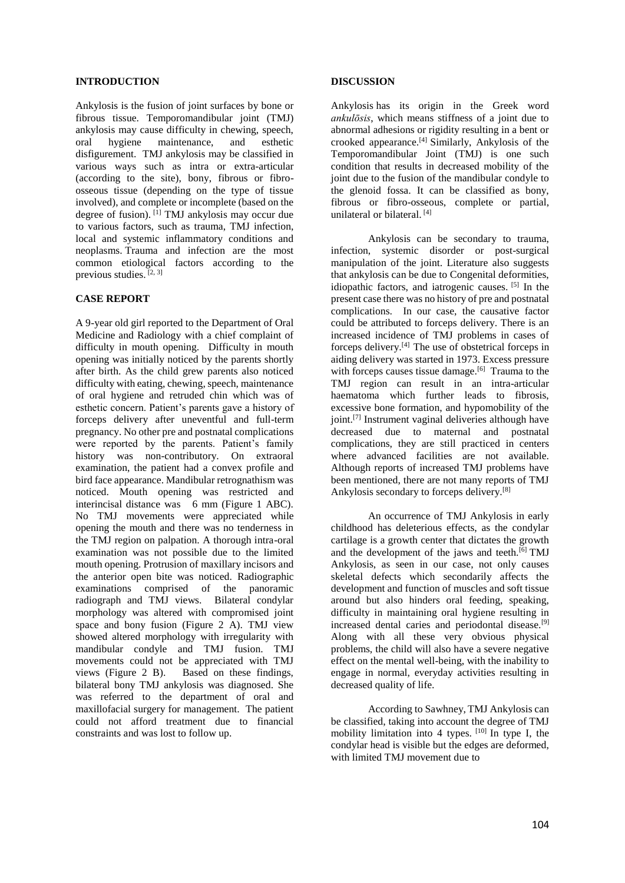## INTRODUCTION

Ankylosis is the fusion of joint surfaces by bone or fibrous tissue. Temporomandibular joint (TMJ) ankylosis may cause difficulty in chewing, speech, oral hygiene maintenance, and esthetic disfigurement. TMJ ankylosis may be classified in various ways such as intra or extra-articular (according to the site), bony, fibrous or fibro-osseous tissue (depending on the type of tissue involved), and complete or incomplete (based on the degree of fusion). [1] TMJ ankylosis may occur due to various factors, such as trauma, TMJ infection, local and systemic inflammatory conditions and neoplasms. Trauma and infection are the most common etiological factors according to the previous studies. [2, 3]

## CASE REPORT

A 9-year old girl reported to the Department of Oral Medicine and Radiology with a chief complaint of difficulty in mouth opening. Difficulty in mouth opening was initially noticed by the parents shortly after birth. As the child grew parents also noticed difficulty with eating, chewing, speech, maintenance of oral hygiene and retruded chin which was of esthetic concern. Patient's parents gave a history of forceps delivery after uneventful and full-term pregnancy. No other pre and postnatal complications were reported by the parents. Patient's family history was non-contributory. On extraoral examination, the patient had a convex profile and bird face appearance. Mandibular retrognathism was noticed. Mouth opening was restricted and interincisal distance was 6 mm (Figure 1 ABC). No TMJ movements were appreciated while opening the mouth and there was no tenderness in the TMJ region on palpation. A thorough intra-oral examination was not possible due to the limited mouth opening. Protrusion of maxillary incisors and the anterior open bite was noticed. Radiographic examinations comprised of the panoramic radiograph and TMJ views. Bilateral condylar morphology was altered with compromised joint space and bony fusion (Figure 2 A). TMJ view showed altered morphology with irregularity with mandibular condyle and TMJ fusion. TMJ movements could not be appreciated with TMJ views (Figure 2 B). Based on these findings, bilateral bony TMJ ankylosis was diagnosed. She was referred to the department of oral and maxillofacial surgery for management. The patient could not afford treatment due to financial constraints and was lost to follow up.

## DISCUSSION

Ankylosis has its origin in the Greek word *ankulōsis*, which means stiffness of a joint due to abnormal adhesions or rigidity resulting in a bent or crooked appearance.[4] Similarly, Ankylosis of the Temporomandibular Joint (TMJ) is one such condition that results in decreased mobility of the joint due to the fusion of the mandibular condyle to the glenoid fossa. It can be classified as bony, fibrous or fibro-osseous, complete or partial, unilateral or bilateral. [4]

Ankylosis can be secondary to trauma, infection, systemic disorder or post-surgical manipulation of the joint. Literature also suggests that ankylosis can be due to Congenital deformities, idiopathic factors, and iatrogenic causes. [5] In the present case there was no history of pre and postnatal complications. In our case, the causative factor could be attributed to forceps delivery. There is an increased incidence of TMJ problems in cases of forceps delivery.[4] The use of obstetrical forceps in aiding delivery was started in 1973. Excess pressure with forceps causes tissue damage.[6] Trauma to the TMJ region can result in an intra-articular haematoma which further leads to fibrosis, excessive bone formation, and hypomobility of the joint.[7] Instrument vaginal deliveries although have decreased due to maternal and postnatal complications, they are still practiced in centers where advanced facilities are not available. Although reports of increased TMJ problems have been mentioned, there are not many reports of TMJ Ankylosis secondary to forceps delivery.[8]

An occurrence of TMJ Ankylosis in early childhood has deleterious effects, as the condylar cartilage is a growth center that dictates the growth and the development of the jaws and teeth.[6] TMJ Ankylosis, as seen in our case, not only causes skeletal defects which secondarily affects the development and function of muscles and soft tissue around but also hinders oral feeding, speaking, difficulty in maintaining oral hygiene resulting in increased dental caries and periodontal disease.[9] Along with all these very obvious physical problems, the child will also have a severe negative effect on the mental well-being, with the inability to engage in normal, everyday activities resulting in decreased quality of life.

According to Sawhney, TMJ Ankylosis can be classified, taking into account the degree of TMJ mobility limitation into 4 types. [10] In type I, the condylar head is visible but the edges are deformed, with limited TMJ movement due to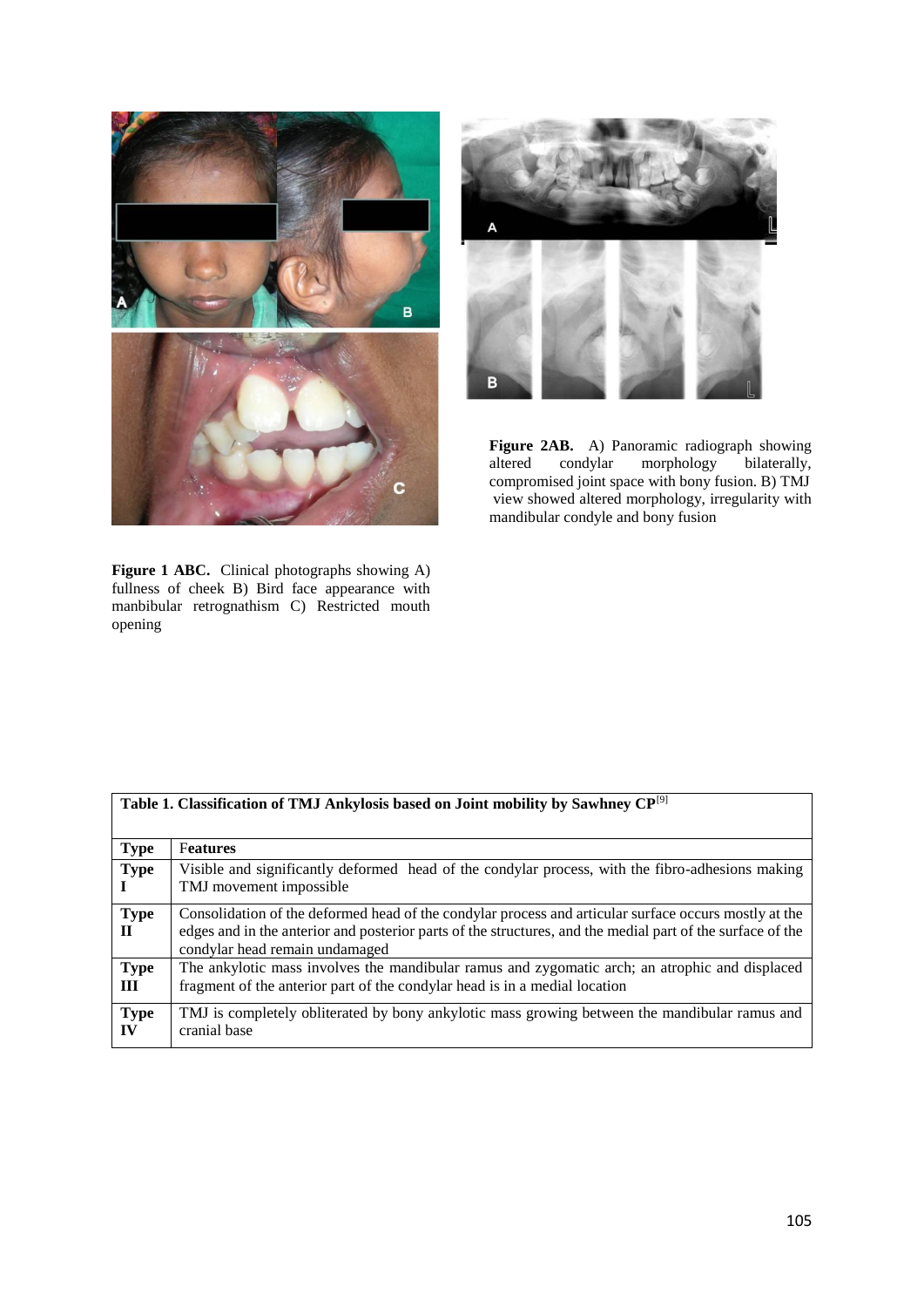Figure 1 ABC. Clinical photographs showing A) fullness of cheek B) Bird face appearance with manbibular retrognathism C) Restricted mouth opening

Figure 2AB. A) Panoramic radiograph showing altered condylar morphology bilaterally, compromised joint space with bony fusion. B) TMJ view showed altered morphology, irregularity with mandibular condyle and bony fusion

**Table 1. Classification of TMJ Ankylosis based on Joint mobility by Sawhney CP[9]**

| Type | Features |
|---|---|
| **Type I** | Visible and significantly deformed head of the condylar process, with the fibro-adhesions making TMJ movement impossible |
| **Type II** | Consolidation of the deformed head of the condylar process and articular surface occurs mostly at the edges and in the anterior and posterior parts of the structures, and the medial part of the surface of the condylar head remain undamaged |
| **Type III** | The ankylotic mass involves the mandibular ramus and zygomatic arch; an atrophic and displaced fragment of the anterior part of the condylar head is in a medial location |
| **Type IV** | TMJ is completely obliterated by bony ankylotic mass growing between the mandibular ramus and cranial base |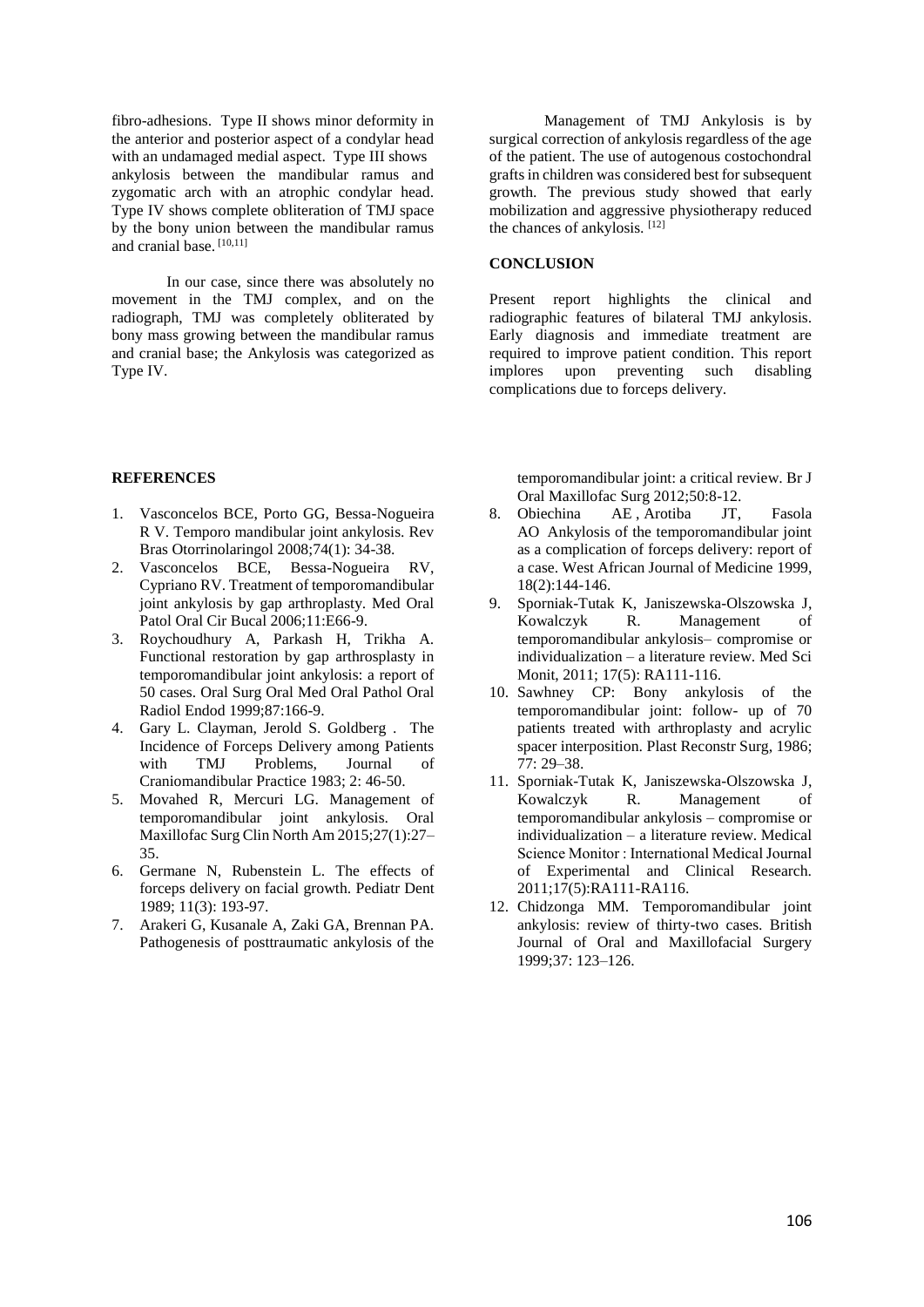fibro-adhesions. Type II shows minor deformity in the anterior and posterior aspect of a condylar head with an undamaged medial aspect. Type III shows ankylosis between the mandibular ramus and zygomatic arch with an atrophic condylar head. Type IV shows complete obliteration of TMJ space by the bony union between the mandibular ramus and cranial base. [10,11]

In our case, since there was absolutely no movement in the TMJ complex, and on the radiograph, TMJ was completely obliterated by bony mass growing between the mandibular ramus and cranial base; the Ankylosis was categorized as Type IV.

Management of TMJ Ankylosis is by surgical correction of ankylosis regardless of the age of the patient. The use of autogenous costochondral grafts in children was considered best for subsequent growth. The previous study showed that early mobilization and aggressive physiotherapy reduced the chances of ankylosis. [12]

## CONCLUSION

Present report highlights the clinical and radiographic features of bilateral TMJ ankylosis. Early diagnosis and immediate treatment are required to improve patient condition. This report implores upon preventing such disabling complications due to forceps delivery.

## REFERENCES

1. Vasconcelos BCE, Porto GG, Bessa-Nogueira R V. Temporo mandibular joint ankylosis. Rev Bras Otorrinolaringol 2008;74(1): 34-38.
2. Vasconcelos BCE, Bessa-Nogueira RV, Cypriano RV. Treatment of temporomandibular joint ankylosis by gap arthroplasty. Med Oral Patol Oral Cir Bucal 2006;11:E66-9.
3. Roychoudhury A, Parkash H, Trikha A. Functional restoration by gap arthrosplasty in temporomandibular joint ankylosis: a report of 50 cases. Oral Surg Oral Med Oral Pathol Oral Radiol Endod 1999;87:166-9.
4. Gary L. Clayman, Jerold S. Goldberg . The Incidence of Forceps Delivery among Patients with TMJ Problems, Journal of Craniomandibular Practice 1983; 2: 46-50.
5. Movahed R, Mercuri LG. Management of temporomandibular joint ankylosis. Oral Maxillofac Surg Clin North Am 2015;27(1):27–35.
6. Germane N, Rubenstein L. The effects of forceps delivery on facial growth. Pediatr Dent 1989; 11(3): 193-97.
7. Arakeri G, Kusanale A, Zaki GA, Brennan PA. Pathogenesis of posttraumatic ankylosis of the temporomandibular joint: a critical review. Br J Oral Maxillofac Surg 2012;50:8-12.
8. Obiechina AE , Arotiba JT, Fasola AO Ankylosis of the temporomandibular joint as a complication of forceps delivery: report of a case. West African Journal of Medicine 1999, 18(2):144-146.
9. Sporniak-Tutak K, Janiszewska-Olszowska J, Kowalczyk R. Management of temporomandibular ankylosis– compromise or individualization – a literature review. Med Sci Monit, 2011; 17(5): RA111-116.
10. Sawhney CP: Bony ankylosis of the temporomandibular joint: follow- up of 70 patients treated with arthroplasty and acrylic spacer interposition. Plast Reconstr Surg, 1986; 77: 29–38.
11. Sporniak-Tutak K, Janiszewska-Olszowska J, Kowalczyk R. Management of temporomandibular ankylosis – compromise or individualization – a literature review. Medical Science Monitor : International Medical Journal of Experimental and Clinical Research. 2011;17(5):RA111-RA116.
12. Chidzonga MM. Temporomandibular joint ankylosis: review of thirty-two cases. British Journal of Oral and Maxillofacial Surgery 1999;37: 123–126.